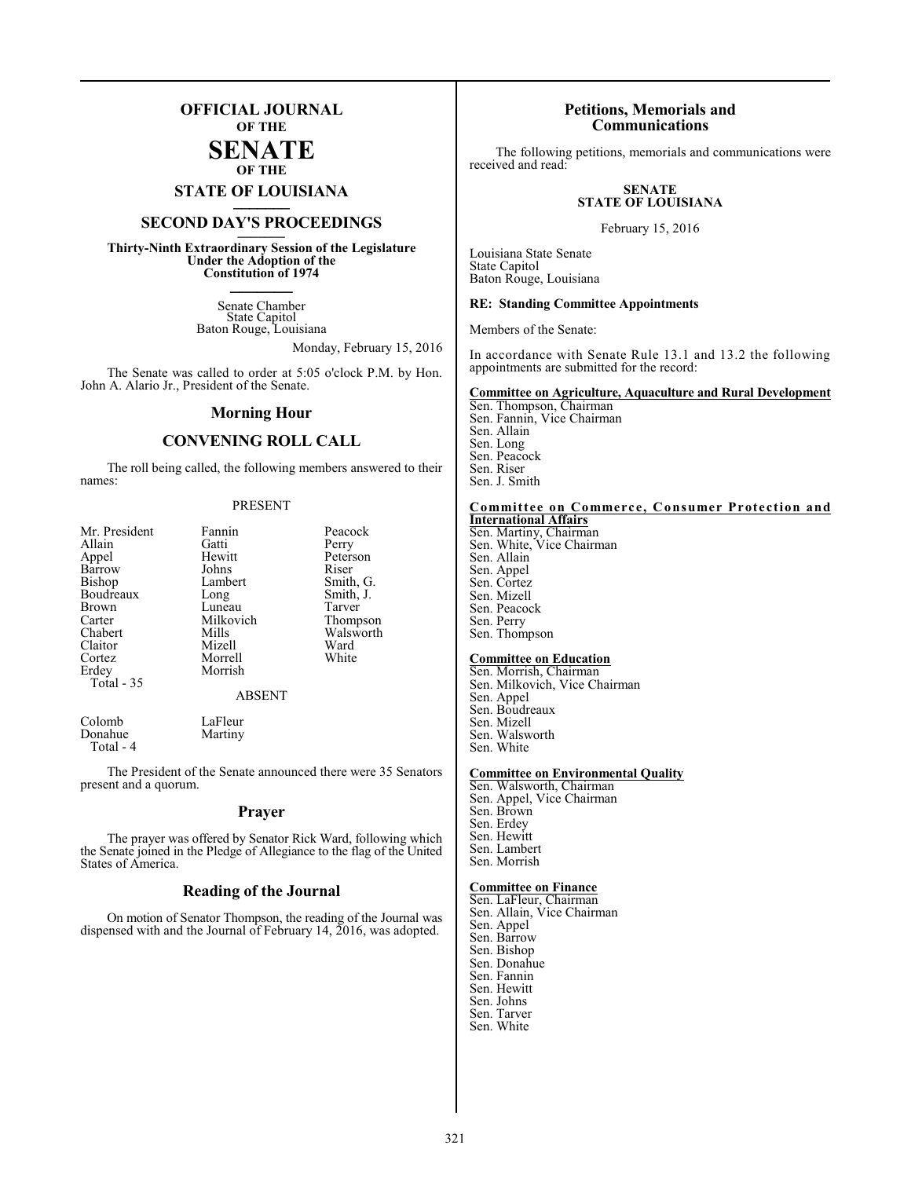# OFFICIAL JOURNAL OF THE SENATE OF THE STATE OF LOUISIANA

## SECOND DAY'S PROCEEDINGS

**Thirty-Ninth Extraordinary Session of the Legislature Under the Adoption of the Constitution of 1974**

Senate Chamber
State Capitol
Baton Rouge, Louisiana

Monday, February 15, 2016

The Senate was called to order at 5:05 o'clock P.M. by Hon. John A. Alario Jr., President of the Senate.

## Morning Hour

## CONVENING ROLL CALL

The roll being called, the following members answered to their names:

PRESENT

| | | |
|---|---|---|
| Mr. President | Fannin | Peacock |
| Allain | Gatti | Perry |
| Appel | Hewitt | Peterson |
| Barrow | Johns | Riser |
| Bishop | Lambert | Smith, G. |
| Boudreaux | Long | Smith, J. |
| Brown | Luneau | Tarver |
| Carter | Milkovich | Thompson |
| Chabert | Mills | Walsworth |
| Claitor | Mizell | Ward |
| Cortez | Morrell | White |
| Erdey | Morrish | |

Total - 35

ABSENT

| | |
|---|---|
| Colomb | LaFleur |
| Donahue | Martiny |

Total - 4

The President of the Senate announced there were 35 Senators present and a quorum.

## Prayer

The prayer was offered by Senator Rick Ward, following which the Senate joined in the Pledge of Allegiance to the flag of the United States of America.

## Reading of the Journal

On motion of Senator Thompson, the reading of the Journal was dispensed with and the Journal of February 14, 2016, was adopted.

## Petitions, Memorials and Communications

The following petitions, memorials and communications were received and read:

**SENATE**
**STATE OF LOUISIANA**

February 15, 2016

Louisiana State Senate
State Capitol
Baton Rouge, Louisiana

**RE: Standing Committee Appointments**

Members of the Senate:

In accordance with Senate Rule 13.1 and 13.2 the following appointments are submitted for the record:

**Committee on Agriculture, Aquaculture and Rural Development**
Sen. Thompson, Chairman
Sen. Fannin, Vice Chairman
Sen. Allain
Sen. Long
Sen. Peacock
Sen. Riser
Sen. J. Smith

**Committee on Commerce, Consumer Protection and International Affairs**
Sen. Martiny, Chairman
Sen. White, Vice Chairman
Sen. Allain
Sen. Appel
Sen. Cortez
Sen. Mizell
Sen. Peacock
Sen. Perry
Sen. Thompson

**Committee on Education**
Sen. Morrish, Chairman
Sen. Milkovich, Vice Chairman
Sen. Appel
Sen. Boudreaux
Sen. Mizell
Sen. Walsworth
Sen. White

**Committee on Environmental Quality**
Sen. Walsworth, Chairman
Sen. Appel, Vice Chairman
Sen. Brown
Sen. Erdey
Sen. Hewitt
Sen. Lambert
Sen. Morrish

**Committee on Finance**
Sen. LaFleur, Chairman
Sen. Allain, Vice Chairman
Sen. Appel
Sen. Barrow
Sen. Bishop
Sen. Donahue
Sen. Fannin
Sen. Hewitt
Sen. Johns
Sen. Tarver
Sen. White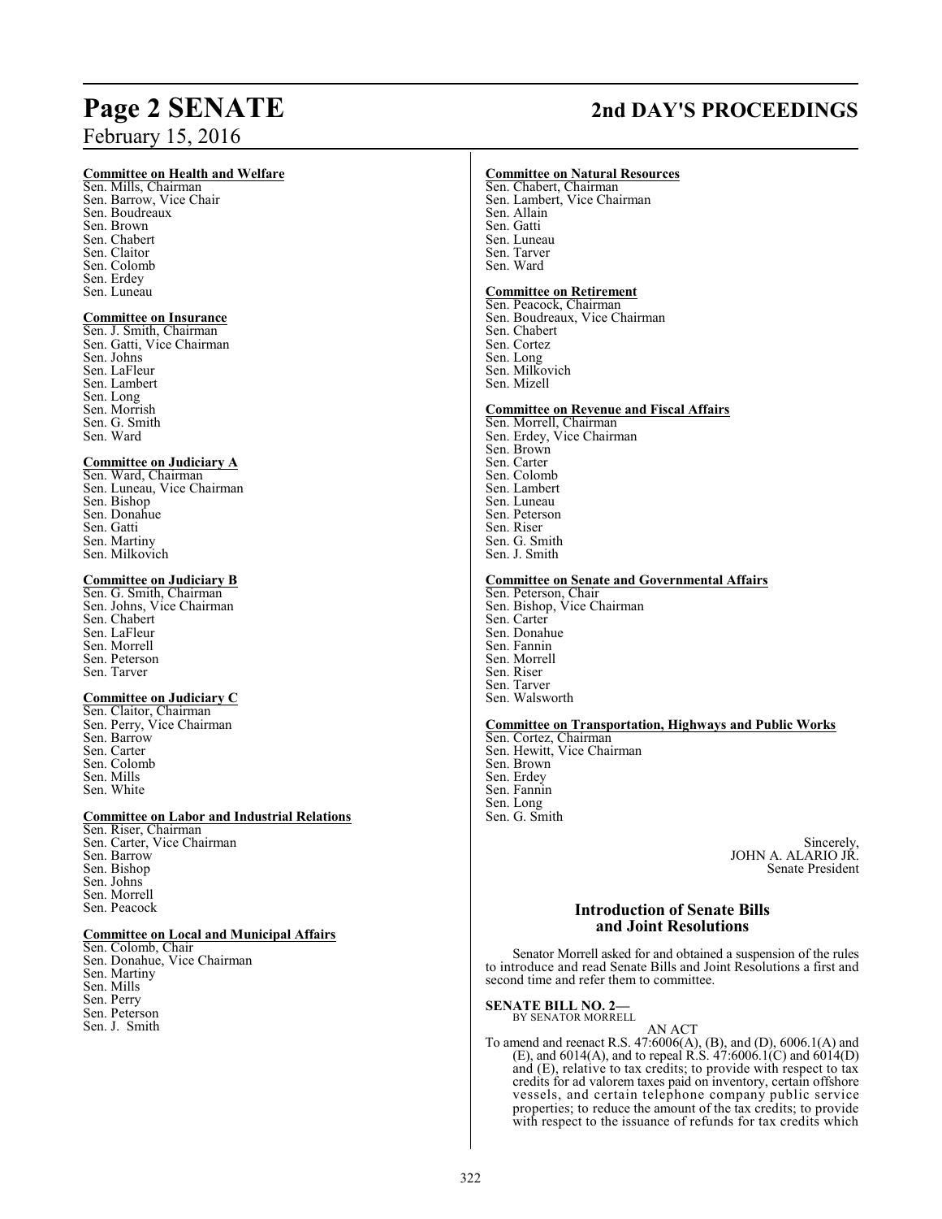**Committee on Health and Welfare**

Sen. Mills, Chairman
Sen. Barrow, Vice Chair
Sen. Boudreaux
Sen. Brown
Sen. Chabert
Sen. Claitor
Sen. Colomb
Sen. Erdey
Sen. Luneau

**Committee on Insurance**

Sen. J. Smith, Chairman
Sen. Gatti, Vice Chairman
Sen. Johns
Sen. LaFleur
Sen. Lambert
Sen. Long
Sen. Morrish
Sen. G. Smith
Sen. Ward

**Committee on Judiciary A**

Sen. Ward, Chairman
Sen. Luneau, Vice Chairman
Sen. Bishop
Sen. Donahue
Sen. Gatti
Sen. Martiny
Sen. Milkovich

**Committee on Judiciary B**

Sen. G. Smith, Chairman
Sen. Johns, Vice Chairman
Sen. Chabert
Sen. LaFleur
Sen. Morrell
Sen. Peterson
Sen. Tarver

**Committee on Judiciary C**

Sen. Claitor, Chairman
Sen. Perry, Vice Chairman
Sen. Barrow
Sen. Carter
Sen. Colomb
Sen. Mills
Sen. White

**Committee on Labor and Industrial Relations**

Sen. Riser, Chairman
Sen. Carter, Vice Chairman
Sen. Barrow
Sen. Bishop
Sen. Johns
Sen. Morrell
Sen. Peacock

**Committee on Local and Municipal Affairs**

Sen. Colomb, Chair
Sen. Donahue, Vice Chairman
Sen. Martiny
Sen. Mills
Sen. Perry
Sen. Peterson
Sen. J. Smith

**Committee on Natural Resources**

Sen. Chabert, Chairman
Sen. Lambert, Vice Chairman
Sen. Allain
Sen. Gatti
Sen. Luneau
Sen. Tarver
Sen. Ward

**Committee on Retirement**

Sen. Peacock, Chairman
Sen. Boudreaux, Vice Chairman
Sen. Chabert
Sen. Cortez
Sen. Long
Sen. Milkovich
Sen. Mizell

**Committee on Revenue and Fiscal Affairs**

Sen. Morrell, Chairman
Sen. Erdey, Vice Chairman
Sen. Brown
Sen. Carter
Sen. Colomb
Sen. Lambert
Sen. Luneau
Sen. Peterson
Sen. Riser
Sen. G. Smith
Sen. J. Smith

**Committee on Senate and Governmental Affairs**

Sen. Peterson, Chair
Sen. Bishop, Vice Chairman
Sen. Carter
Sen. Donahue
Sen. Fannin
Sen. Morrell
Sen. Riser
Sen. Tarver
Sen. Walsworth

**Committee on Transportation, Highways and Public Works**

Sen. Cortez, Chairman
Sen. Hewitt, Vice Chairman
Sen. Brown
Sen. Erdey
Sen. Fannin
Sen. Long
Sen. G. Smith

Sincerely,
JOHN A. ALARIO JR.
Senate President

## Introduction of Senate Bills and Joint Resolutions

Senator Morrell asked for and obtained a suspension of the rules to introduce and read Senate Bills and Joint Resolutions a first and second time and refer them to committee.

**SENATE BILL NO. 2—**
BY SENATOR MORRELL

AN ACT

To amend and reenact R.S. 47:6006(A), (B), and (D), 6006.1(A) and (E), and 6014(A), and to repeal R.S. 47:6006.1(C) and 6014(D) and (E), relative to tax credits; to provide with respect to tax credits for ad valorem taxes paid on inventory, certain offshore vessels, and certain telephone company public service properties; to reduce the amount of the tax credits; to provide with respect to the issuance of refunds for tax credits which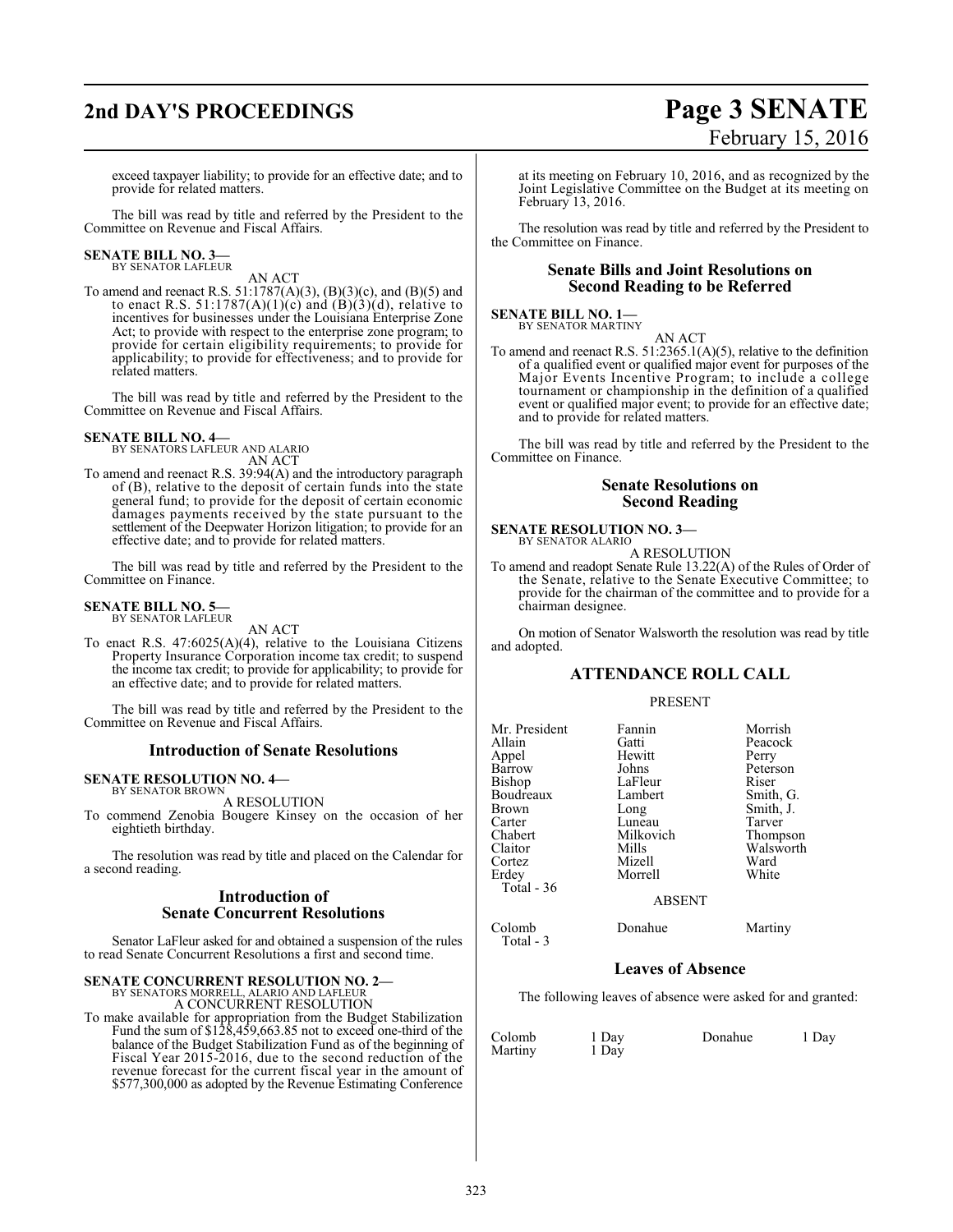exceed taxpayer liability; to provide for an effective date; and to provide for related matters.

The bill was read by title and referred by the President to the Committee on Revenue and Fiscal Affairs.

**SENATE BILL NO. 3—**
BY SENATOR LAFLEUR

AN ACT

To amend and reenact R.S. 51:1787(A)(3), (B)(3)(c), and (B)(5) and to enact R.S. 51:1787(A)(1)(c) and (B)(3)(d), relative to incentives for businesses under the Louisiana Enterprise Zone Act; to provide with respect to the enterprise zone program; to provide for certain eligibility requirements; to provide for applicability; to provide for effectiveness; and to provide for related matters.

The bill was read by title and referred by the President to the Committee on Revenue and Fiscal Affairs.

**SENATE BILL NO. 4—**
BY SENATORS LAFLEUR AND ALARIO

AN ACT

To amend and reenact R.S. 39:94(A) and the introductory paragraph of (B), relative to the deposit of certain funds into the state general fund; to provide for the deposit of certain economic damages payments received by the state pursuant to the settlement of the Deepwater Horizon litigation; to provide for an effective date; and to provide for related matters.

The bill was read by title and referred by the President to the Committee on Finance.

**SENATE BILL NO. 5—**
BY SENATOR LAFLEUR

AN ACT

To enact R.S. 47:6025(A)(4), relative to the Louisiana Citizens Property Insurance Corporation income tax credit; to suspend the income tax credit; to provide for applicability; to provide for an effective date; and to provide for related matters.

The bill was read by title and referred by the President to the Committee on Revenue and Fiscal Affairs.

## Introduction of Senate Resolutions

**SENATE RESOLUTION NO. 4—**
BY SENATOR BROWN

A RESOLUTION

To commend Zenobia Bougere Kinsey on the occasion of her eightieth birthday.

The resolution was read by title and placed on the Calendar for a second reading.

## Introduction of Senate Concurrent Resolutions

Senator LaFleur asked for and obtained a suspension of the rules to read Senate Concurrent Resolutions a first and second time.

**SENATE CONCURRENT RESOLUTION NO. 2—**
BY SENATORS MORRELL, ALARIO AND LAFLEUR

A CONCURRENT RESOLUTION

To make available for appropriation from the Budget Stabilization Fund the sum of $128,459,663.85 not to exceed one-third of the balance of the Budget Stabilization Fund as of the beginning of Fiscal Year 2015-2016, due to the second reduction of the revenue forecast for the current fiscal year in the amount of $577,300,000 as adopted by the Revenue Estimating Conference at its meeting on February 10, 2016, and as recognized by the Joint Legislative Committee on the Budget at its meeting on February 13, 2016.

The resolution was read by title and referred by the President to the Committee on Finance.

## Senate Bills and Joint Resolutions on Second Reading to be Referred

**SENATE BILL NO. 1—**
BY SENATOR MARTINY

AN ACT

To amend and reenact R.S. 51:2365.1(A)(5), relative to the definition of a qualified event or qualified major event for purposes of the Major Events Incentive Program; to include a college tournament or championship in the definition of a qualified event or qualified major event; to provide for an effective date; and to provide for related matters.

The bill was read by title and referred by the President to the Committee on Finance.

## Senate Resolutions on Second Reading

**SENATE RESOLUTION NO. 3—**
BY SENATOR ALARIO

A RESOLUTION

To amend and readopt Senate Rule 13.22(A) of the Rules of Order of the Senate, relative to the Senate Executive Committee; to provide for the chairman of the committee and to provide for a chairman designee.

On motion of Senator Walsworth the resolution was read by title and adopted.

## ATTENDANCE ROLL CALL

PRESENT

| | | |
|---|---|---|
| Mr. President | Fannin | Morrish |
| Allain | Gatti | Peacock |
| Appel | Hewitt | Perry |
| Barrow | Johns | Peterson |
| Bishop | LaFleur | Riser |
| Boudreaux | Lambert | Smith, G. |
| Brown | Long | Smith, J. |
| Carter | Luneau | Tarver |
| Chabert | Milkovich | Thompson |
| Claitor | Mills | Walsworth |
| Cortez | Mizell | Ward |
| Erdey | Morrell | White |

Total - 36

ABSENT

| | | |
|---|---|---|
| Colomb | Donahue | Martiny |

Total - 3

## Leaves of Absence

The following leaves of absence were asked for and granted:

| | | | |
|---|---|---|---|
| Colomb | 1 Day | Donahue | 1 Day |
| Martiny | 1 Day | | |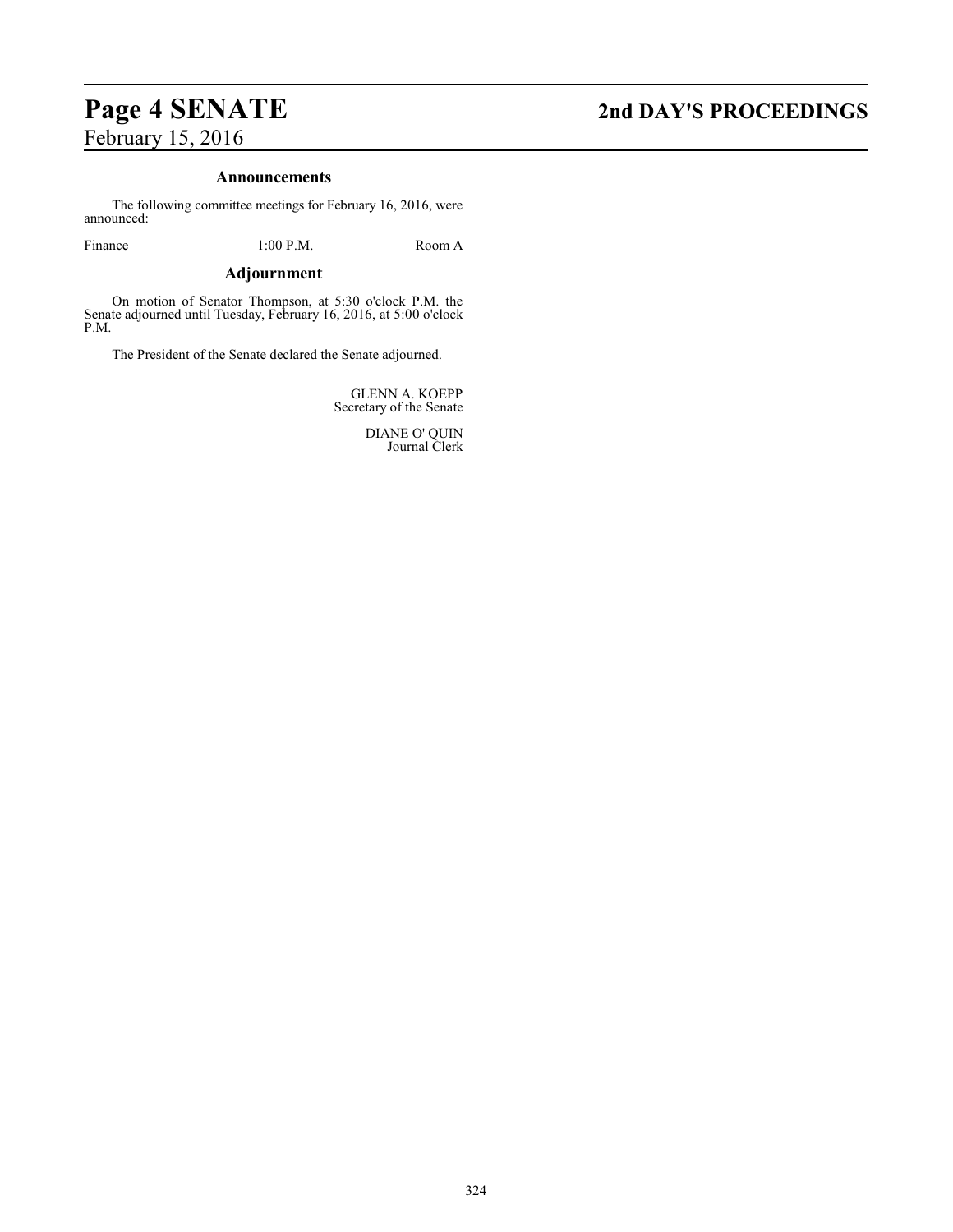### Announcements

The following committee meetings for February 16, 2016, were announced:

| | | |
|---|---|---|
| Finance | 1:00 P.M. | Room A |

### Adjournment

On motion of Senator Thompson, at 5:30 o'clock P.M. the Senate adjourned until Tuesday, February 16, 2016, at 5:00 o'clock P.M.

The President of the Senate declared the Senate adjourned.

GLENN A. KOEPP
Secretary of the Senate

DIANE O' QUIN
Journal Clerk